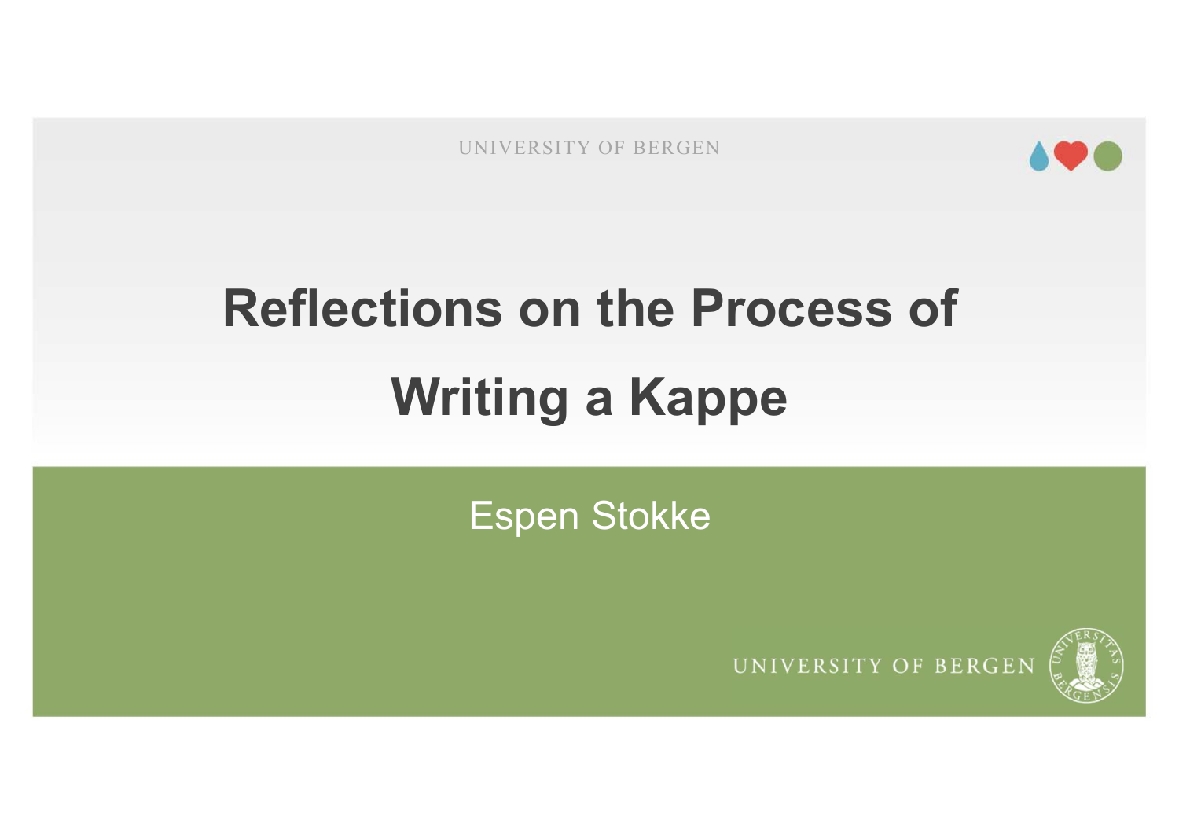UNIVERSITY OF BERGEN

# Reflections on the Process of Writing a Kappe

Espen Stokke

UNIVERSITY OF BERGEN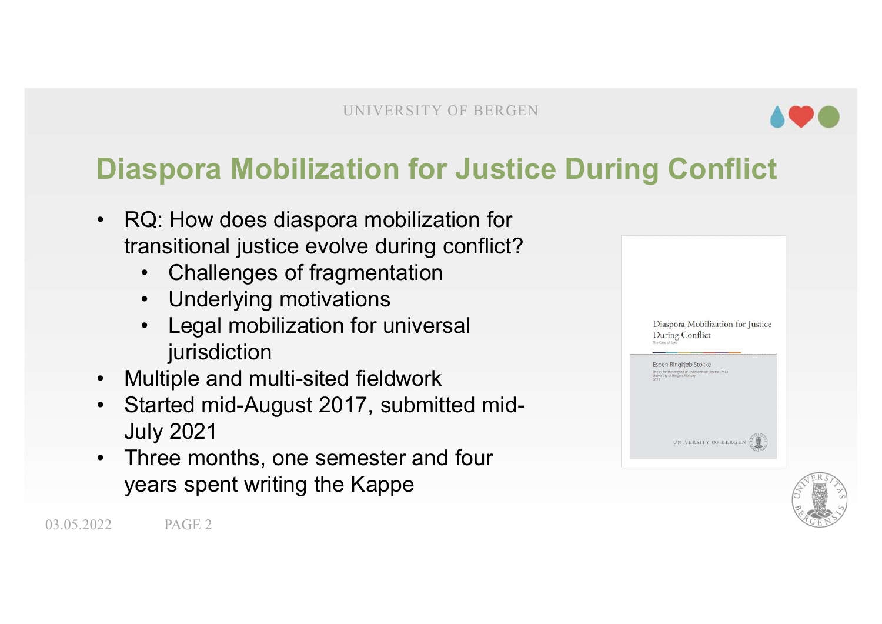# Diaspora Mobilization for Justice During Conflict

- RQ: How does diaspora mobilization for transitional justice evolve during conflict?
  - Challenges of fragmentation
  - Underlying motivations
  - Legal mobilization for universal jurisdiction
- Multiple and multi-sited fieldwork
- Started mid-August 2017, submitted mid-July 2021
- Three months, one semester and four years spent writing the Kappe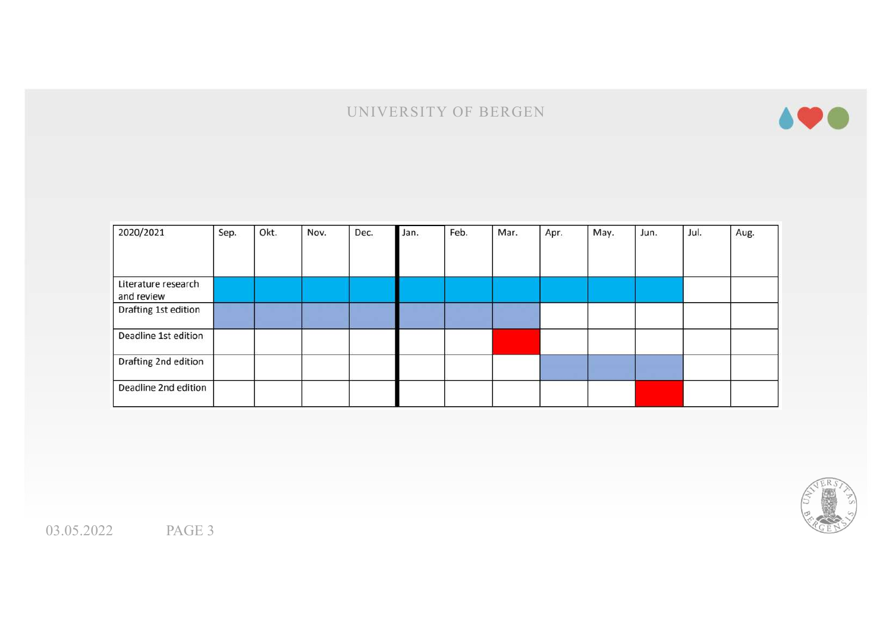| 2020/2021 | Sep. | Okt. | Nov. | Dec. | Jan. | Feb. | Mar. | Apr. | May. | Jun. | Jul. | Aug. |
|---|---|---|---|---|---|---|---|---|---|---|---|---|
| Literature research and review | ■ | ■ | ■ | ■ | ■ | ■ | ■ | ■ | ■ | ■ | | |
| Drafting 1st edition | ■ | ■ | ■ | ■ | ■ | ■ | ■ | | | | | |
| Deadline 1st edition | | | | | | | ■ | | | | | |
| Drafting 2nd edition | | | | | | | | ■ | ■ | ■ | | |
| Deadline 2nd edition | | | | | | | | | | ■ | | |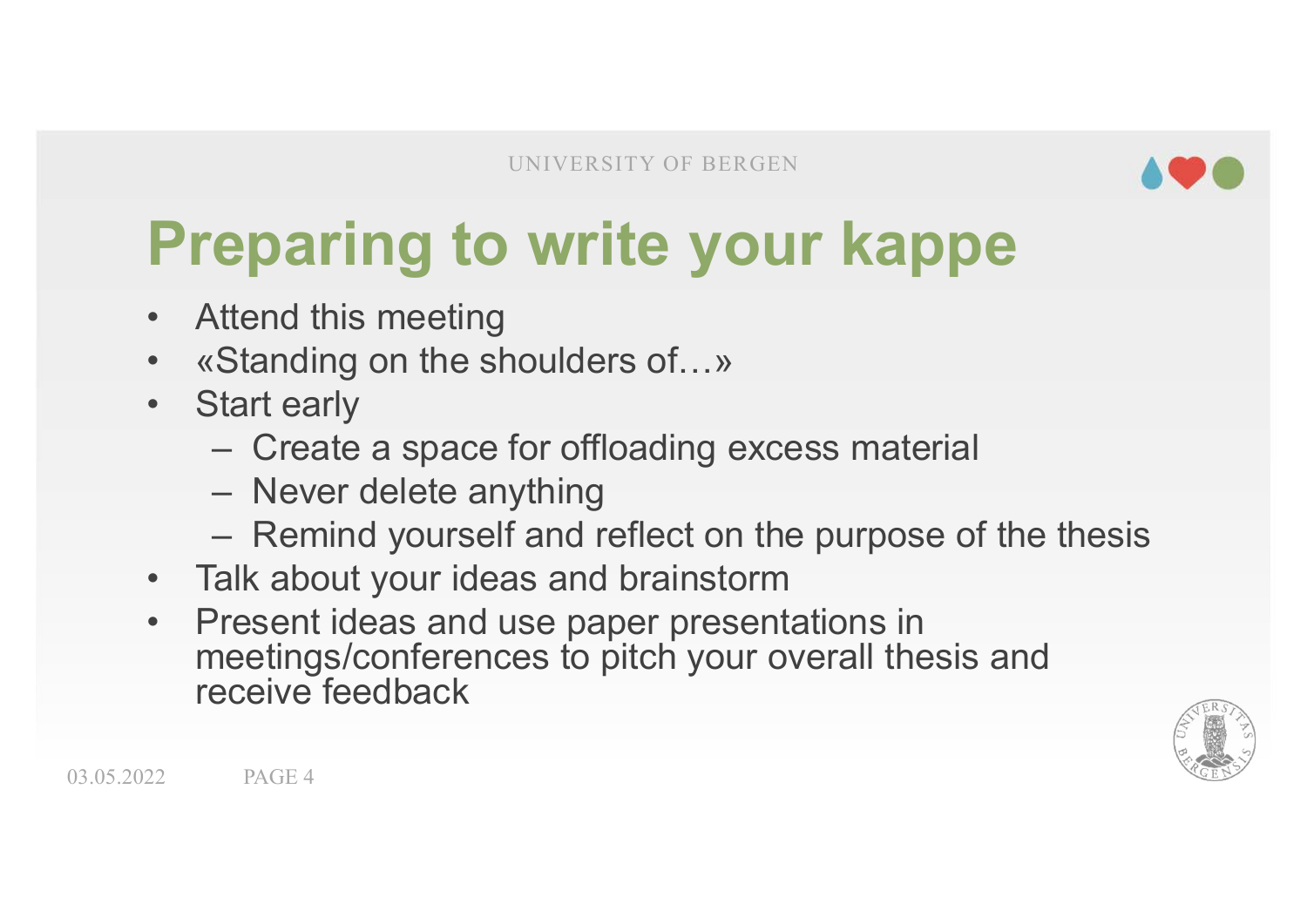# Preparing to write your kappe

- Attend this meeting
- «Standing on the shoulders of…»
- Start early
  - Create a space for offloading excess material
  - Never delete anything
  - Remind yourself and reflect on the purpose of the thesis
- Talk about your ideas and brainstorm
- Present ideas and use paper presentations in meetings/conferences to pitch your overall thesis and receive feedback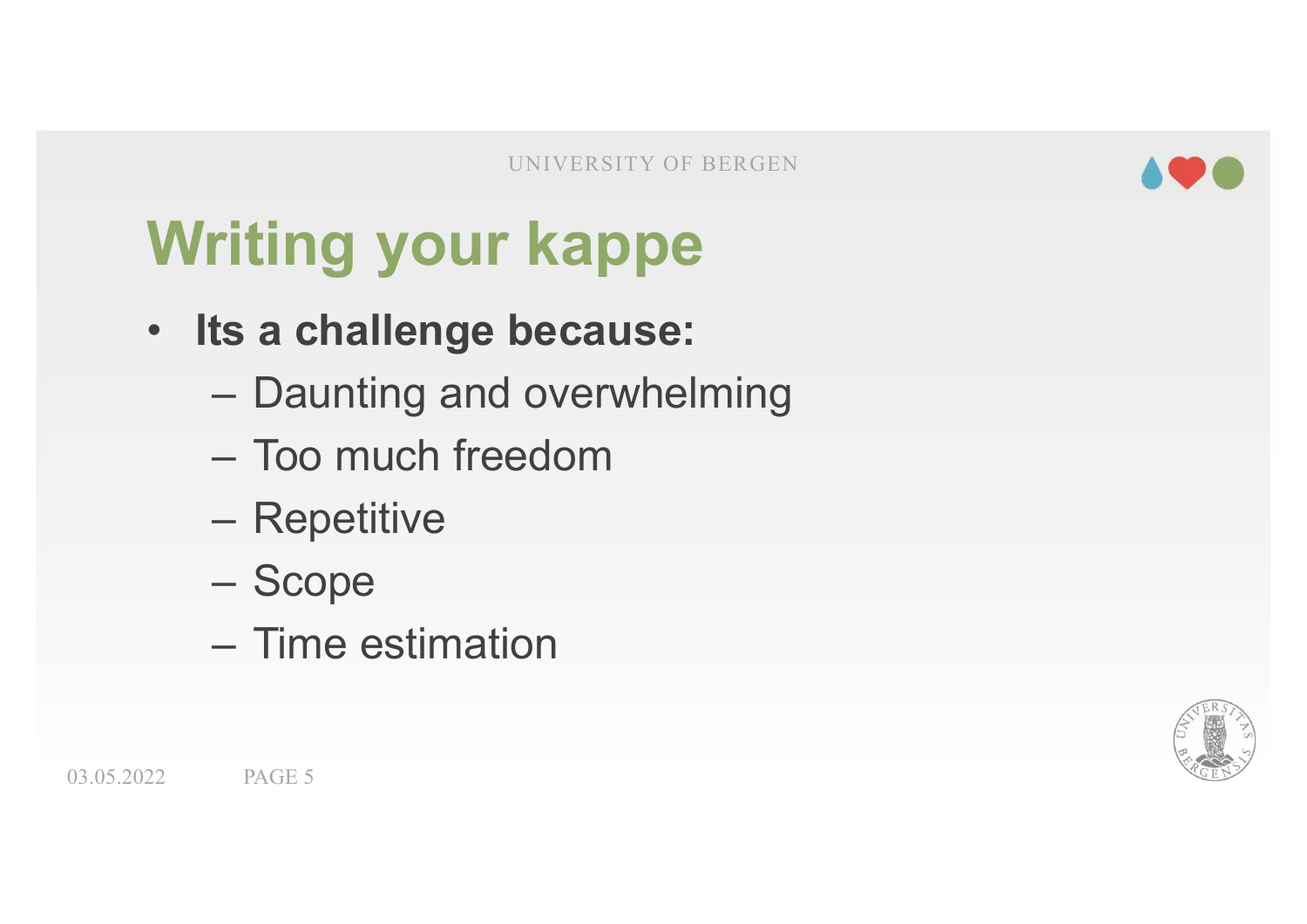# Writing your kappe

- **Its a challenge because:**
  - Daunting and overwhelming
  - Too much freedom
  - Repetitive
  - Scope
  - Time estimation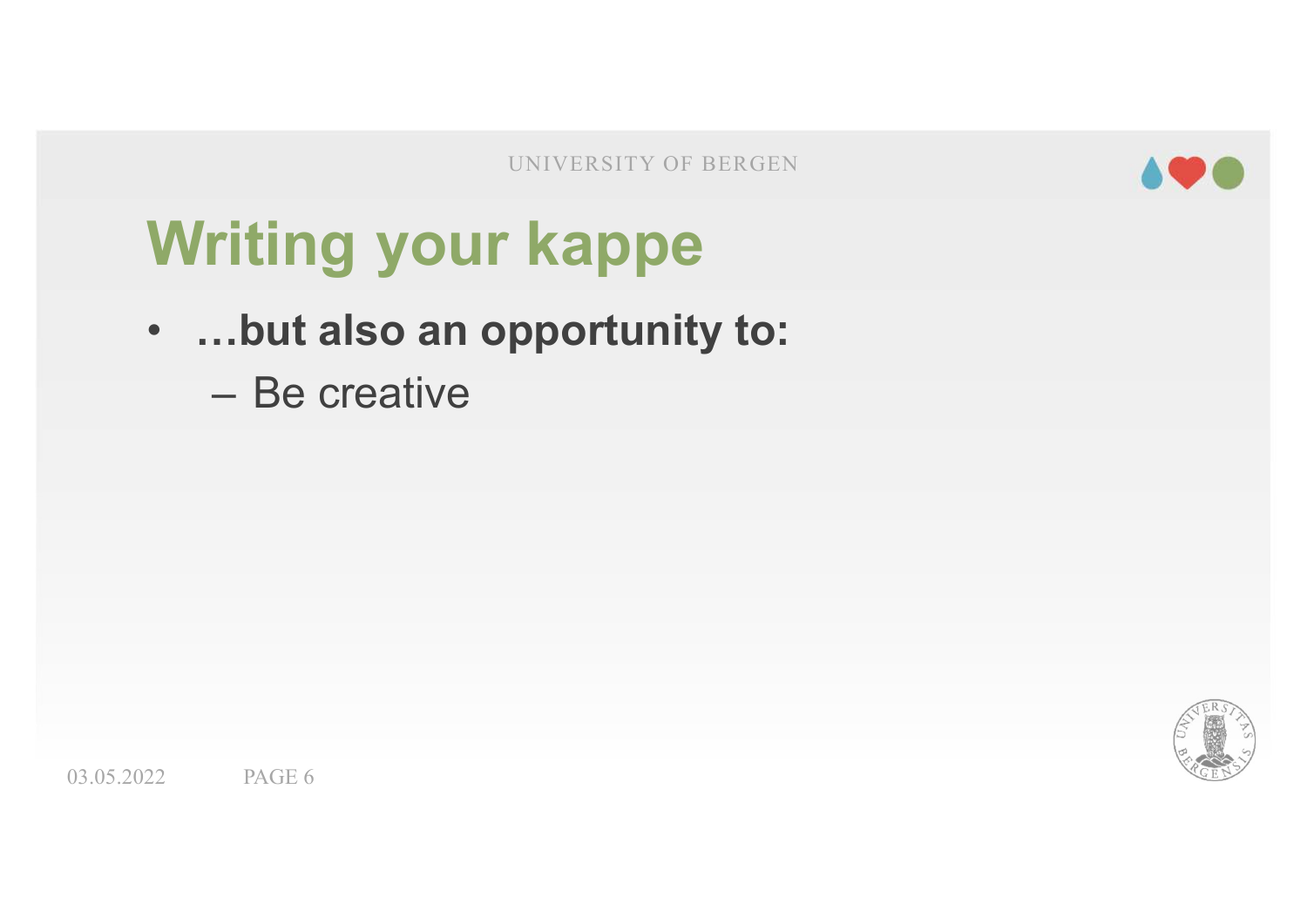# Writing your kappe

- **…but also an opportunity to:**
  - Be creative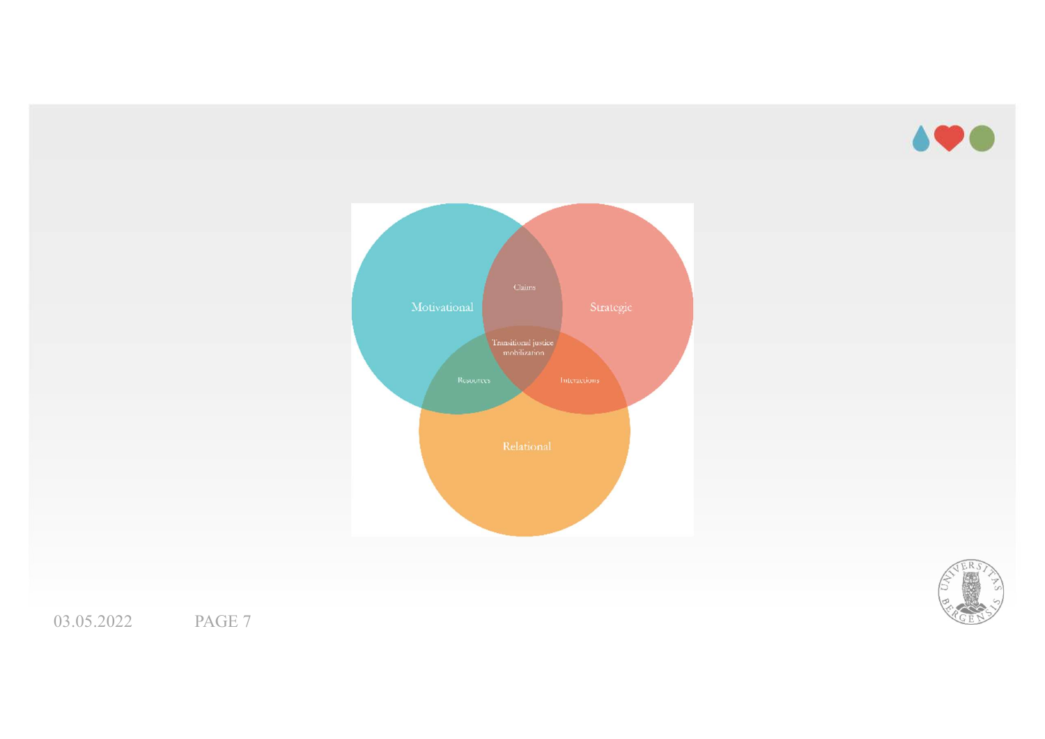Motivational

Strategic

Relational

Claims

Transitional justice mobilization

Resources

Interactions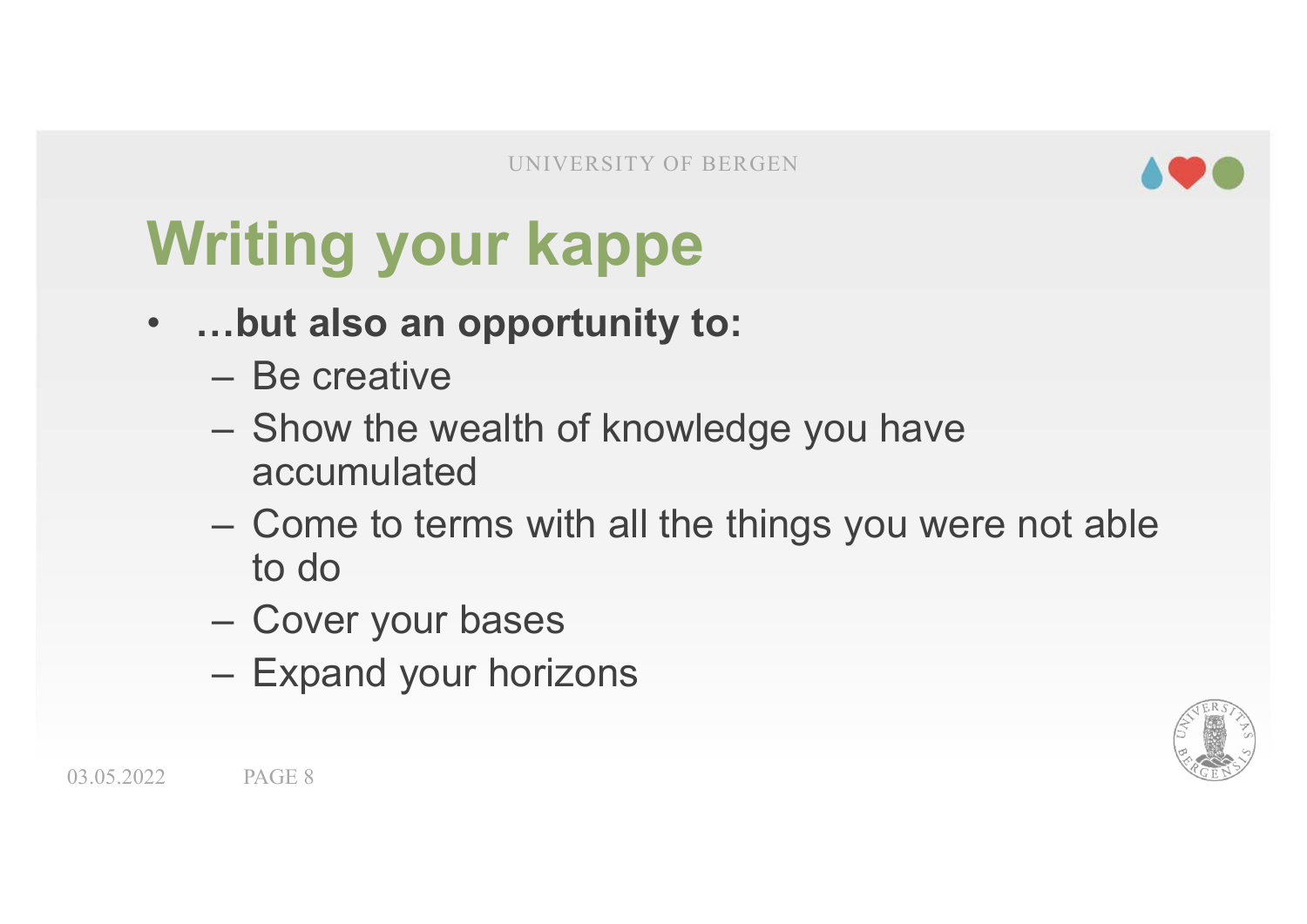# Writing your kappe

- **…but also an opportunity to:**
  - Be creative
  - Show the wealth of knowledge you have accumulated
  - Come to terms with all the things you were not able to do
  - Cover your bases
  - Expand your horizons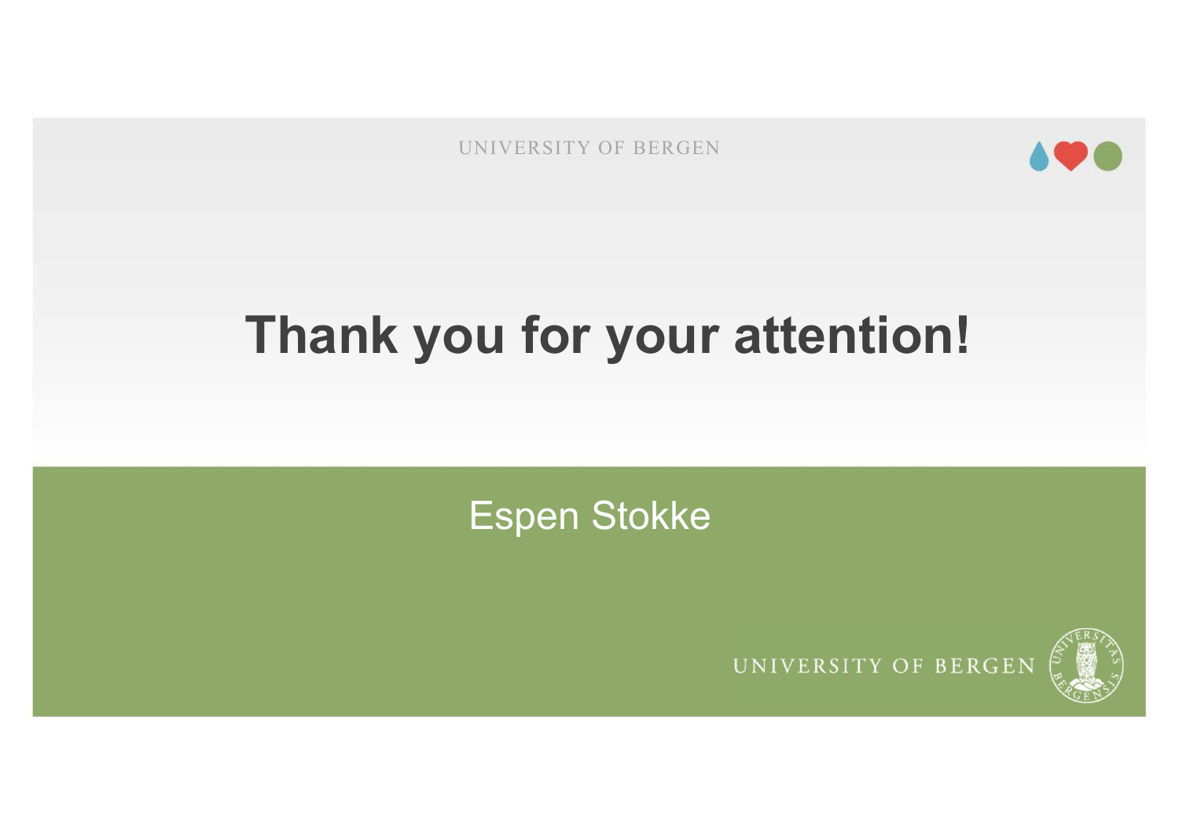# Thank you for your attention!

Espen Stokke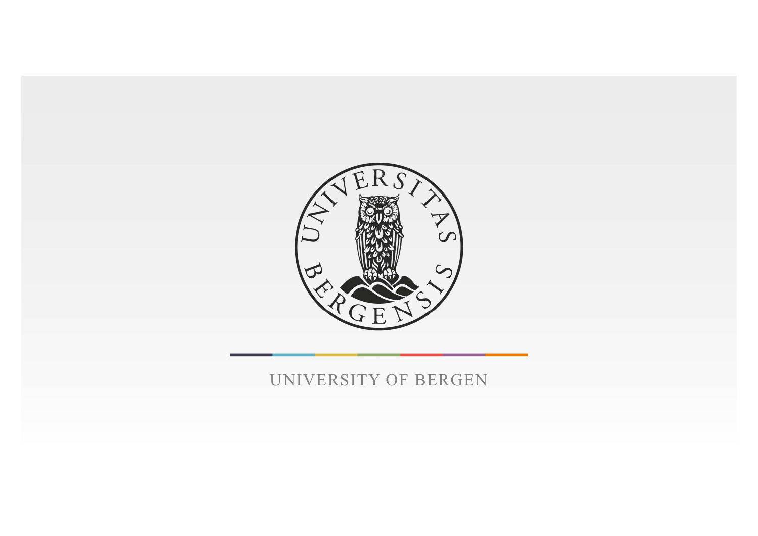UNIVERSITY OF BERGEN